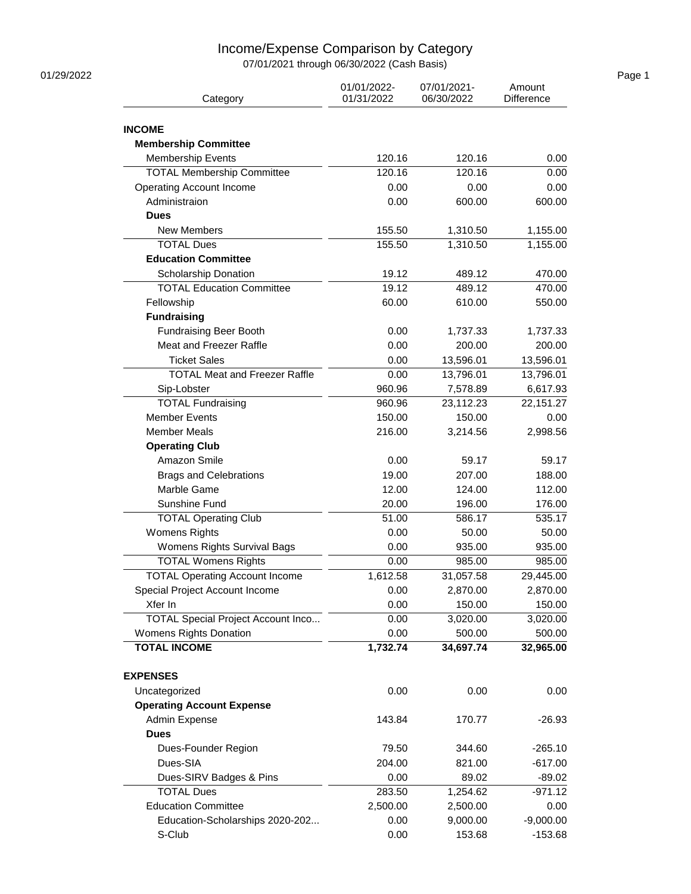# Income/Expense Comparison by Category

07/01/2021 through 06/30/2022 (Cash Basis)

01/29/2022

| Category | 01/01/2022-01/31/2022 | 07/01/2021-06/30/2022 | Amount Difference |
|---|---|---|---|
| **INCOME** | | | |
| **Membership Committee** | | | |
| Membership Events | 120.16 | 120.16 | 0.00 |
| TOTAL Membership Committee | 120.16 | 120.16 | 0.00 |
| Operating Account Income | 0.00 | 0.00 | 0.00 |
| Administraion | 0.00 | 600.00 | 600.00 |
| **Dues** | | | |
| New Members | 155.50 | 1,310.50 | 1,155.00 |
| TOTAL Dues | 155.50 | 1,310.50 | 1,155.00 |
| **Education Committee** | | | |
| Scholarship Donation | 19.12 | 489.12 | 470.00 |
| TOTAL Education Committee | 19.12 | 489.12 | 470.00 |
| Fellowship | 60.00 | 610.00 | 550.00 |
| **Fundraising** | | | |
| Fundraising Beer Booth | 0.00 | 1,737.33 | 1,737.33 |
| Meat and Freezer Raffle | 0.00 | 200.00 | 200.00 |
| Ticket Sales | 0.00 | 13,596.01 | 13,596.01 |
| TOTAL Meat and Freezer Raffle | 0.00 | 13,796.01 | 13,796.01 |
| Sip-Lobster | 960.96 | 7,578.89 | 6,617.93 |
| TOTAL Fundraising | 960.96 | 23,112.23 | 22,151.27 |
| Member Events | 150.00 | 150.00 | 0.00 |
| Member Meals | 216.00 | 3,214.56 | 2,998.56 |
| **Operating Club** | | | |
| Amazon Smile | 0.00 | 59.17 | 59.17 |
| Brags and Celebrations | 19.00 | 207.00 | 188.00 |
| Marble Game | 12.00 | 124.00 | 112.00 |
| Sunshine Fund | 20.00 | 196.00 | 176.00 |
| TOTAL Operating Club | 51.00 | 586.17 | 535.17 |
| Womens Rights | 0.00 | 50.00 | 50.00 |
| Womens Rights Survival Bags | 0.00 | 935.00 | 935.00 |
| TOTAL Womens Rights | 0.00 | 985.00 | 985.00 |
| TOTAL Operating Account Income | 1,612.58 | 31,057.58 | 29,445.00 |
| Special Project Account Income | 0.00 | 2,870.00 | 2,870.00 |
| Xfer In | 0.00 | 150.00 | 150.00 |
| TOTAL Special Project Account Inco... | 0.00 | 3,020.00 | 3,020.00 |
| Womens Rights Donation | 0.00 | 500.00 | 500.00 |
| **TOTAL INCOME** | **1,732.74** | **34,697.74** | **32,965.00** |
| **EXPENSES** | | | |
| Uncategorized | 0.00 | 0.00 | 0.00 |
| **Operating Account Expense** | | | |
| Admin Expense | 143.84 | 170.77 | -26.93 |
| **Dues** | | | |
| Dues-Founder Region | 79.50 | 344.60 | -265.10 |
| Dues-SIA | 204.00 | 821.00 | -617.00 |
| Dues-SIRV Badges & Pins | 0.00 | 89.02 | -89.02 |
| TOTAL Dues | 283.50 | 1,254.62 | -971.12 |
| Education Committee | 2,500.00 | 2,500.00 | 0.00 |
| Education-Scholarships 2020-202... | 0.00 | 9,000.00 | -9,000.00 |
| S-Club | 0.00 | 153.68 | -153.68 |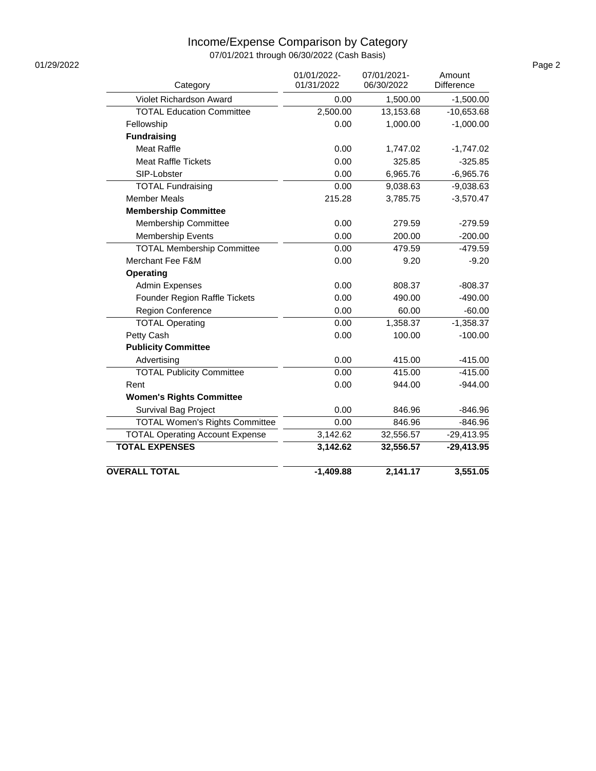# Income/Expense Comparison by Category

07/01/2021 through 06/30/2022 (Cash Basis)

01/29/2022

| Category | 01/01/2022-01/31/2022 | 07/01/2021-06/30/2022 | Amount Difference |
|---|---|---|---|
| Violet Richardson Award | 0.00 | 1,500.00 | -1,500.00 |
| TOTAL Education Committee | 2,500.00 | 13,153.68 | -10,653.68 |
| Fellowship | 0.00 | 1,000.00 | -1,000.00 |
| **Fundraising** | | | |
| Meat Raffle | 0.00 | 1,747.02 | -1,747.02 |
| Meat Raffle Tickets | 0.00 | 325.85 | -325.85 |
| SIP-Lobster | 0.00 | 6,965.76 | -6,965.76 |
| TOTAL Fundraising | 0.00 | 9,038.63 | -9,038.63 |
| Member Meals | 215.28 | 3,785.75 | -3,570.47 |
| **Membership Committee** | | | |
| Membership Committee | 0.00 | 279.59 | -279.59 |
| Membership Events | 0.00 | 200.00 | -200.00 |
| TOTAL Membership Committee | 0.00 | 479.59 | -479.59 |
| Merchant Fee F&M | 0.00 | 9.20 | -9.20 |
| **Operating** | | | |
| Admin Expenses | 0.00 | 808.37 | -808.37 |
| Founder Region Raffle Tickets | 0.00 | 490.00 | -490.00 |
| Region Conference | 0.00 | 60.00 | -60.00 |
| TOTAL Operating | 0.00 | 1,358.37 | -1,358.37 |
| Petty Cash | 0.00 | 100.00 | -100.00 |
| **Publicity Committee** | | | |
| Advertising | 0.00 | 415.00 | -415.00 |
| TOTAL Publicity Committee | 0.00 | 415.00 | -415.00 |
| Rent | 0.00 | 944.00 | -944.00 |
| **Women's Rights Committee** | | | |
| Survival Bag Project | 0.00 | 846.96 | -846.96 |
| TOTAL Women's Rights Committee | 0.00 | 846.96 | -846.96 |
| TOTAL Operating Account Expense | 3,142.62 | 32,556.57 | -29,413.95 |
| **TOTAL EXPENSES** | **3,142.62** | **32,556.57** | **-29,413.95** |
| **OVERALL TOTAL** | **-1,409.88** | **2,141.17** | **3,551.05** |